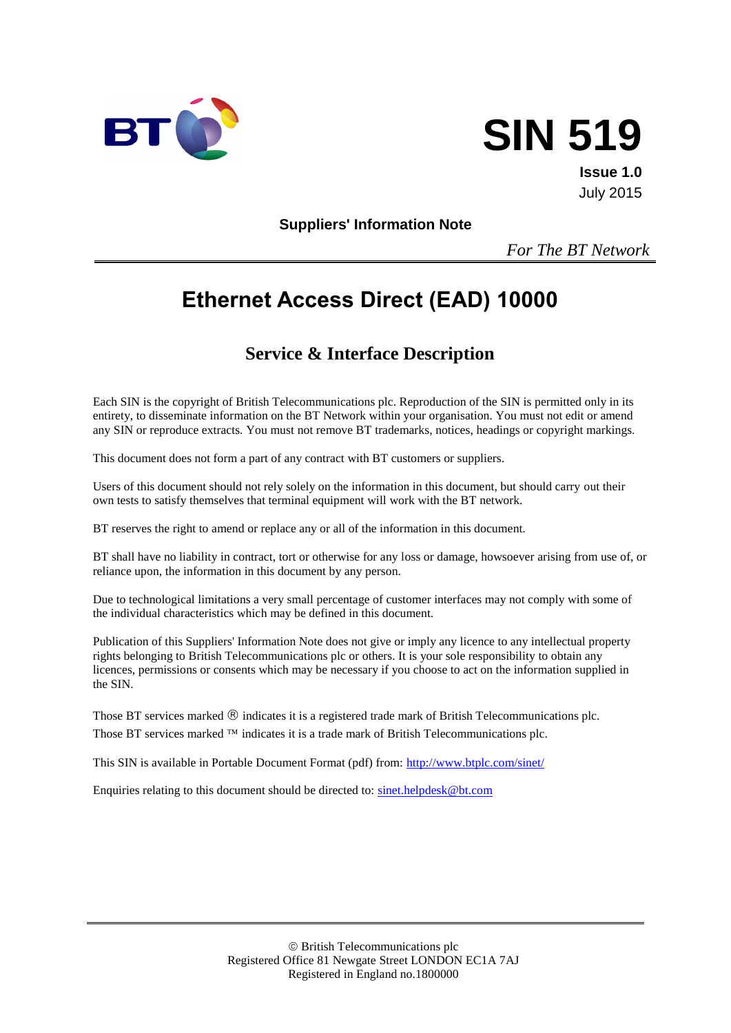BT

# SIN 519

**Issue 1.0**
July 2015

**Suppliers' Information Note**

*For The BT Network*

# Ethernet Access Direct (EAD) 10000

## Service & Interface Description

Each SIN is the copyright of British Telecommunications plc. Reproduction of the SIN is permitted only in its entirety, to disseminate information on the BT Network within your organisation. You must not edit or amend any SIN or reproduce extracts. You must not remove BT trademarks, notices, headings or copyright markings.

This document does not form a part of any contract with BT customers or suppliers.

Users of this document should not rely solely on the information in this document, but should carry out their own tests to satisfy themselves that terminal equipment will work with the BT network.

BT reserves the right to amend or replace any or all of the information in this document.

BT shall have no liability in contract, tort or otherwise for any loss or damage, howsoever arising from use of, or reliance upon, the information in this document by any person.

Due to technological limitations a very small percentage of customer interfaces may not comply with some of the individual characteristics which may be defined in this document.

Publication of this Suppliers' Information Note does not give or imply any licence to any intellectual property rights belonging to British Telecommunications plc or others. It is your sole responsibility to obtain any licences, permissions or consents which may be necessary if you choose to act on the information supplied in the SIN.

Those BT services marked ® indicates it is a registered trade mark of British Telecommunications plc.
Those BT services marked ™ indicates it is a trade mark of British Telecommunications plc.

This SIN is available in Portable Document Format (pdf) from: http://www.btplc.com/sinet/

Enquiries relating to this document should be directed to: sinet.helpdesk@bt.com

© British Telecommunications plc
Registered Office 81 Newgate Street LONDON EC1A 7AJ
Registered in England no.1800000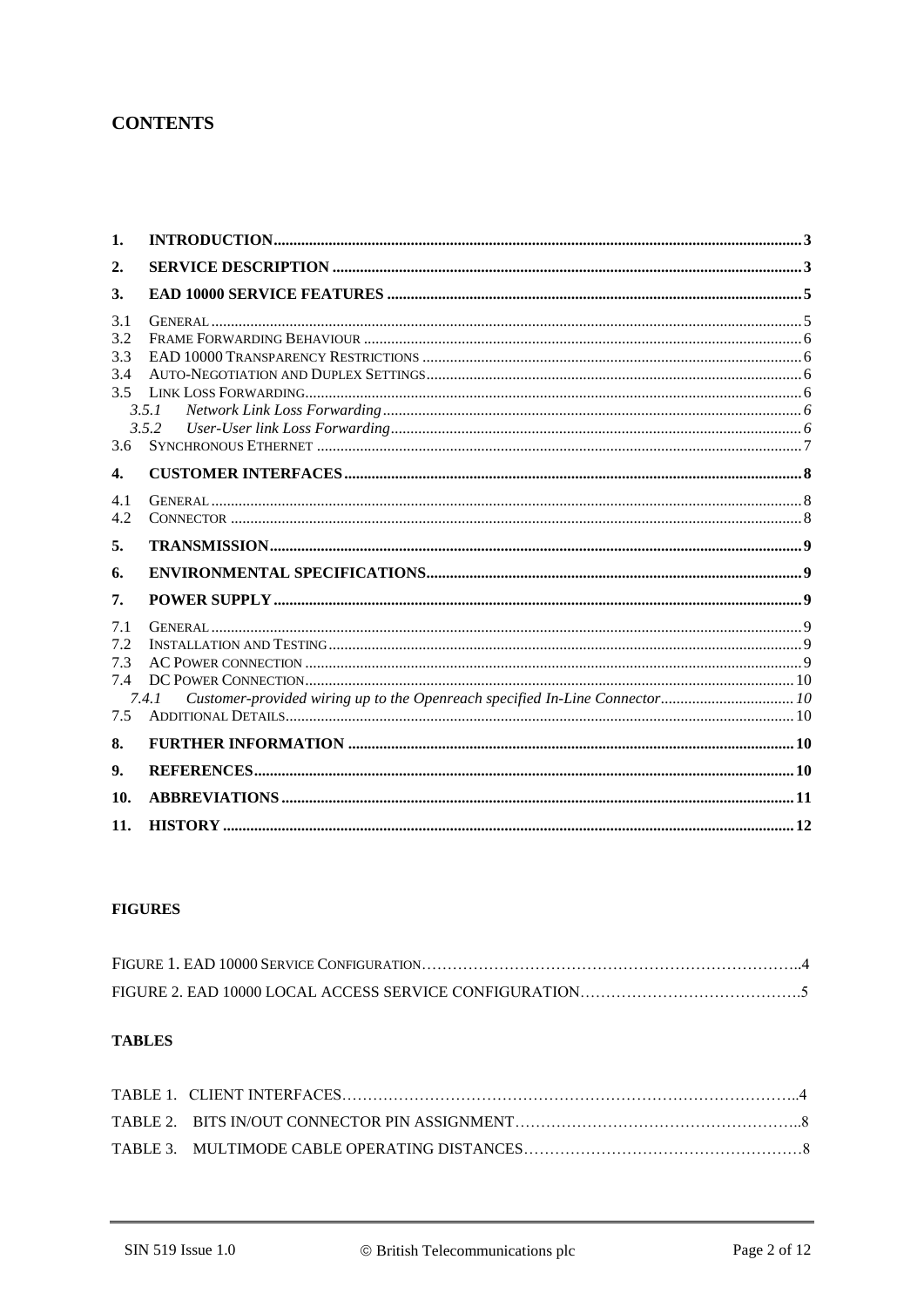# CONTENTS

1. **INTRODUCTION** ..... 3
2. **SERVICE DESCRIPTION** ..... 3
3. **EAD 10000 SERVICE FEATURES** ..... 5

3.1 GENERAL ..... 5
3.2 FRAME FORWARDING BEHAVIOUR ..... 6
3.3 EAD 10000 TRANSPARENCY RESTRICTIONS ..... 6
3.4 AUTO-NEGOTIATION AND DUPLEX SETTINGS ..... 6
3.5 LINK LOSS FORWARDING ..... 6
  *3.5.1 Network Link Loss Forwarding* ..... 6
  *3.5.2 User-User link Loss Forwarding* ..... 6
3.6 SYNCHRONOUS ETHERNET ..... 7

4. **CUSTOMER INTERFACES** ..... 8

4.1 GENERAL ..... 8
4.2 CONNECTOR ..... 8

5. **TRANSMISSION** ..... 9
6. **ENVIRONMENTAL SPECIFICATIONS** ..... 9
7. **POWER SUPPLY** ..... 9

7.1 GENERAL ..... 9
7.2 INSTALLATION AND TESTING ..... 9
7.3 AC POWER CONNECTION ..... 9
7.4 DC POWER CONNECTION ..... 10
  *7.4.1 Customer-provided wiring up to the Openreach specified In-Line Connector* ..... 10
7.5 ADDITIONAL DETAILS ..... 10

8. **FURTHER INFORMATION** ..... 10
9. **REFERENCES** ..... 10
10. **ABBREVIATIONS** ..... 11
11. **HISTORY** ..... 12

## FIGURES

FIGURE 1. EAD 10000 SERVICE CONFIGURATION ..... 4

FIGURE 2. EAD 10000 LOCAL ACCESS SERVICE CONFIGURATION ..... 5

## TABLES

TABLE 1. CLIENT INTERFACES ..... 4

TABLE 2. BITS IN/OUT CONNECTOR PIN ASSIGNMENT ..... 8

TABLE 3. MULTIMODE CABLE OPERATING DISTANCES ..... 8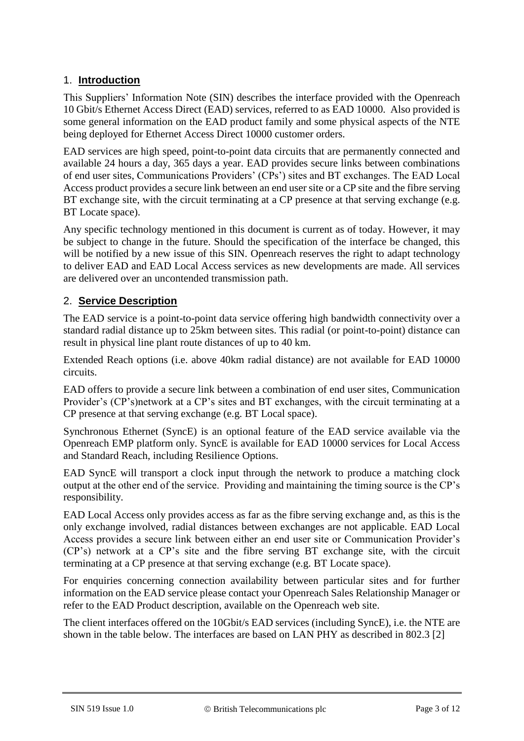## 1. **Introduction**

This Suppliers' Information Note (SIN) describes the interface provided with the Openreach 10 Gbit/s Ethernet Access Direct (EAD) services, referred to as EAD 10000. Also provided is some general information on the EAD product family and some physical aspects of the NTE being deployed for Ethernet Access Direct 10000 customer orders.

EAD services are high speed, point-to-point data circuits that are permanently connected and available 24 hours a day, 365 days a year. EAD provides secure links between combinations of end user sites, Communications Providers' (CPs') sites and BT exchanges. The EAD Local Access product provides a secure link between an end user site or a CP site and the fibre serving BT exchange site, with the circuit terminating at a CP presence at that serving exchange (e.g. BT Locate space).

Any specific technology mentioned in this document is current as of today. However, it may be subject to change in the future. Should the specification of the interface be changed, this will be notified by a new issue of this SIN. Openreach reserves the right to adapt technology to deliver EAD and EAD Local Access services as new developments are made. All services are delivered over an uncontended transmission path.

## 2. **Service Description**

The EAD service is a point-to-point data service offering high bandwidth connectivity over a standard radial distance up to 25km between sites. This radial (or point-to-point) distance can result in physical line plant route distances of up to 40 km.

Extended Reach options (i.e. above 40km radial distance) are not available for EAD 10000 circuits.

EAD offers to provide a secure link between a combination of end user sites, Communication Provider's (CP's)network at a CP's sites and BT exchanges, with the circuit terminating at a CP presence at that serving exchange (e.g. BT Local space).

Synchronous Ethernet (SyncE) is an optional feature of the EAD service available via the Openreach EMP platform only. SyncE is available for EAD 10000 services for Local Access and Standard Reach, including Resilience Options.

EAD SyncE will transport a clock input through the network to produce a matching clock output at the other end of the service. Providing and maintaining the timing source is the CP's responsibility.

EAD Local Access only provides access as far as the fibre serving exchange and, as this is the only exchange involved, radial distances between exchanges are not applicable. EAD Local Access provides a secure link between either an end user site or Communication Provider's (CP's) network at a CP's site and the fibre serving BT exchange site, with the circuit terminating at a CP presence at that serving exchange (e.g. BT Locate space).

For enquiries concerning connection availability between particular sites and for further information on the EAD service please contact your Openreach Sales Relationship Manager or refer to the EAD Product description, available on the Openreach web site.

The client interfaces offered on the 10Gbit/s EAD services (including SyncE), i.e. the NTE are shown in the table below. The interfaces are based on LAN PHY as described in 802.3 [2]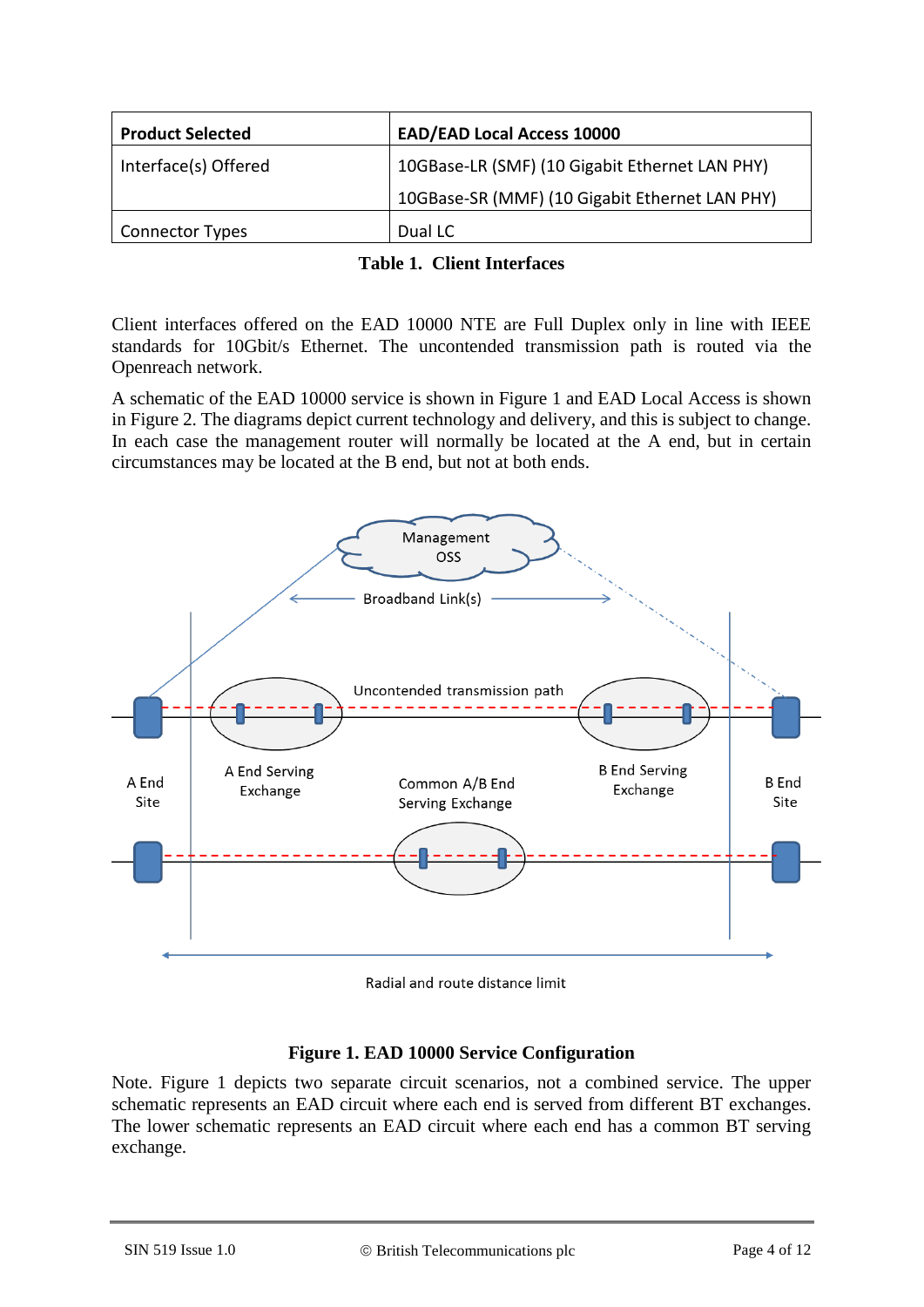| Product Selected | EAD/EAD Local Access 10000 |
| --- | --- |
| Interface(s) Offered | 10GBase-LR (SMF) (10 Gigabit Ethernet LAN PHY)<br>10GBase-SR (MMF) (10 Gigabit Ethernet LAN PHY) |
| Connector Types | Dual LC |

**Table 1. Client Interfaces**

Client interfaces offered on the EAD 10000 NTE are Full Duplex only in line with IEEE standards for 10Gbit/s Ethernet. The uncontended transmission path is routed via the Openreach network.

A schematic of the EAD 10000 service is shown in Figure 1 and EAD Local Access is shown in Figure 2. The diagrams depict current technology and delivery, and this is subject to change. In each case the management router will normally be located at the A end, but in certain circumstances may be located at the B end, but not at both ends.

**Figure 1. EAD 10000 Service Configuration**

Note. Figure 1 depicts two separate circuit scenarios, not a combined service. The upper schematic represents an EAD circuit where each end is served from different BT exchanges. The lower schematic represents an EAD circuit where each end has a common BT serving exchange.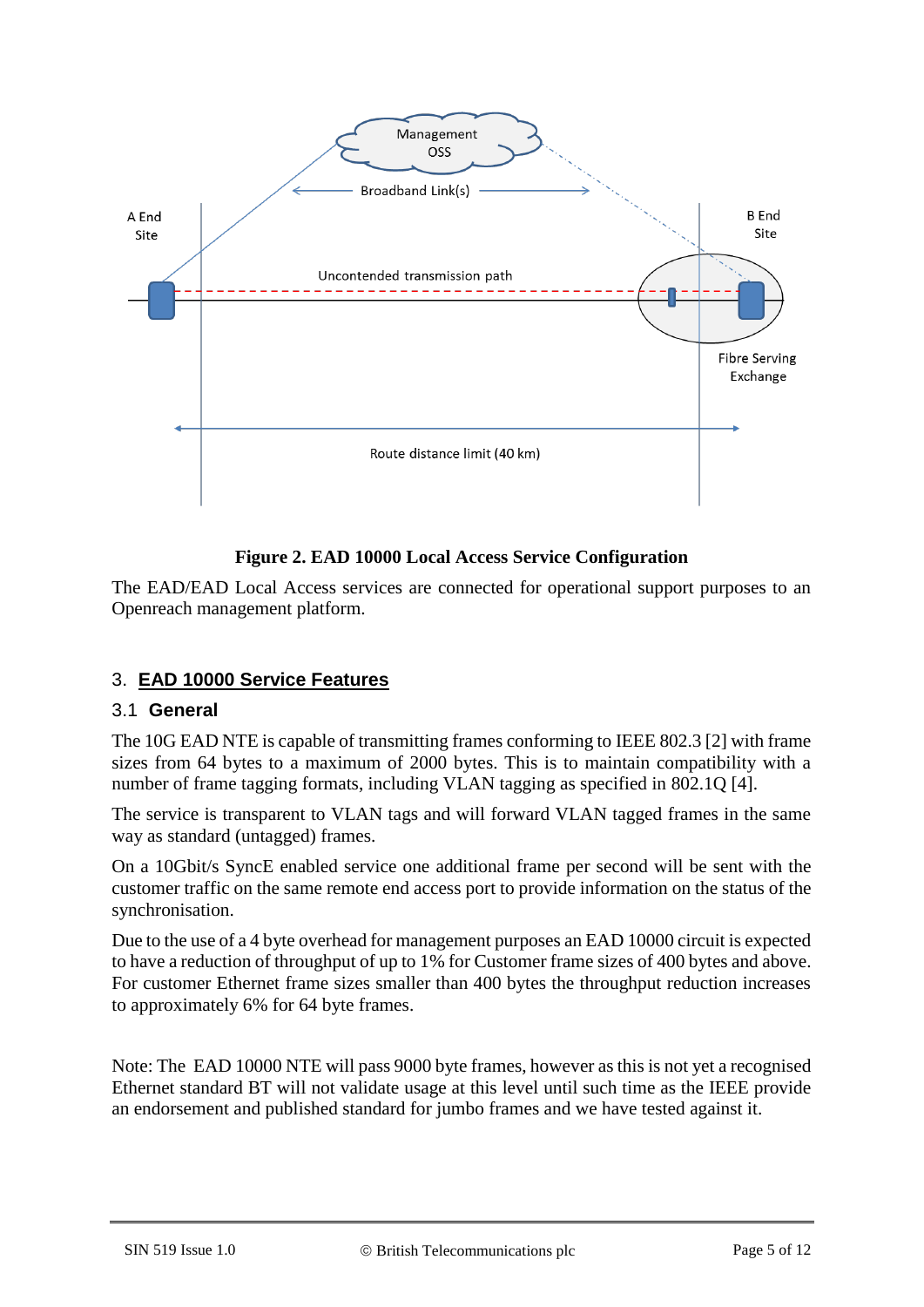**Figure 2. EAD 10000 Local Access Service Configuration**

The EAD/EAD Local Access services are connected for operational support purposes to an Openreach management platform.

## 3. EAD 10000 Service Features

### 3.1 General

The 10G EAD NTE is capable of transmitting frames conforming to IEEE 802.3 [2] with frame sizes from 64 bytes to a maximum of 2000 bytes. This is to maintain compatibility with a number of frame tagging formats, including VLAN tagging as specified in 802.1Q [4].

The service is transparent to VLAN tags and will forward VLAN tagged frames in the same way as standard (untagged) frames.

On a 10Gbit/s SyncE enabled service one additional frame per second will be sent with the customer traffic on the same remote end access port to provide information on the status of the synchronisation.

Due to the use of a 4 byte overhead for management purposes an EAD 10000 circuit is expected to have a reduction of throughput of up to 1% for Customer frame sizes of 400 bytes and above. For customer Ethernet frame sizes smaller than 400 bytes the throughput reduction increases to approximately 6% for 64 byte frames.

Note: The EAD 10000 NTE will pass 9000 byte frames, however as this is not yet a recognised Ethernet standard BT will not validate usage at this level until such time as the IEEE provide an endorsement and published standard for jumbo frames and we have tested against it.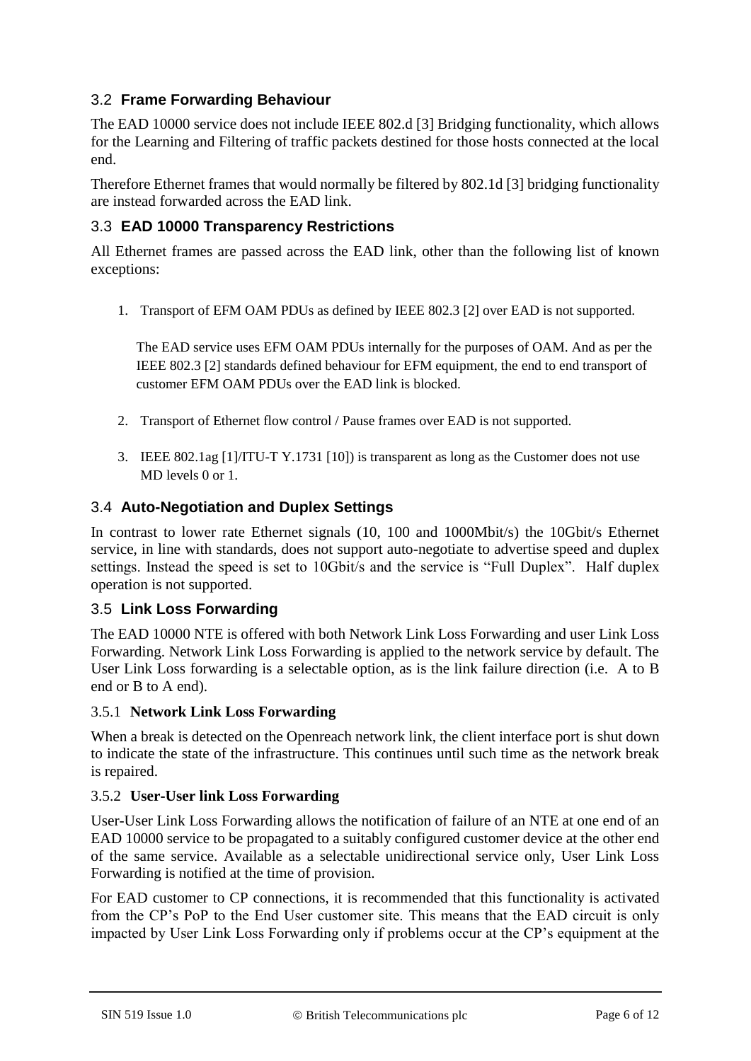## 3.2 Frame Forwarding Behaviour

The EAD 10000 service does not include IEEE 802.d [3] Bridging functionality, which allows for the Learning and Filtering of traffic packets destined for those hosts connected at the local end.

Therefore Ethernet frames that would normally be filtered by 802.1d [3] bridging functionality are instead forwarded across the EAD link.

## 3.3 EAD 10000 Transparency Restrictions

All Ethernet frames are passed across the EAD link, other than the following list of known exceptions:

1. Transport of EFM OAM PDUs as defined by IEEE 802.3 [2] over EAD is not supported.

   The EAD service uses EFM OAM PDUs internally for the purposes of OAM. And as per the IEEE 802.3 [2] standards defined behaviour for EFM equipment, the end to end transport of customer EFM OAM PDUs over the EAD link is blocked.

2. Transport of Ethernet flow control / Pause frames over EAD is not supported.

3. IEEE 802.1ag [1]/ITU-T Y.1731 [10]) is transparent as long as the Customer does not use MD levels 0 or 1.

## 3.4 Auto-Negotiation and Duplex Settings

In contrast to lower rate Ethernet signals (10, 100 and 1000Mbit/s) the 10Gbit/s Ethernet service, in line with standards, does not support auto-negotiate to advertise speed and duplex settings. Instead the speed is set to 10Gbit/s and the service is "Full Duplex". Half duplex operation is not supported.

## 3.5 Link Loss Forwarding

The EAD 10000 NTE is offered with both Network Link Loss Forwarding and user Link Loss Forwarding. Network Link Loss Forwarding is applied to the network service by default. The User Link Loss forwarding is a selectable option, as is the link failure direction (i.e. A to B end or B to A end).

### 3.5.1 Network Link Loss Forwarding

When a break is detected on the Openreach network link, the client interface port is shut down to indicate the state of the infrastructure. This continues until such time as the network break is repaired.

### 3.5.2 User-User link Loss Forwarding

User-User Link Loss Forwarding allows the notification of failure of an NTE at one end of an EAD 10000 service to be propagated to a suitably configured customer device at the other end of the same service. Available as a selectable unidirectional service only, User Link Loss Forwarding is notified at the time of provision.

For EAD customer to CP connections, it is recommended that this functionality is activated from the CP's PoP to the End User customer site. This means that the EAD circuit is only impacted by User Link Loss Forwarding only if problems occur at the CP's equipment at the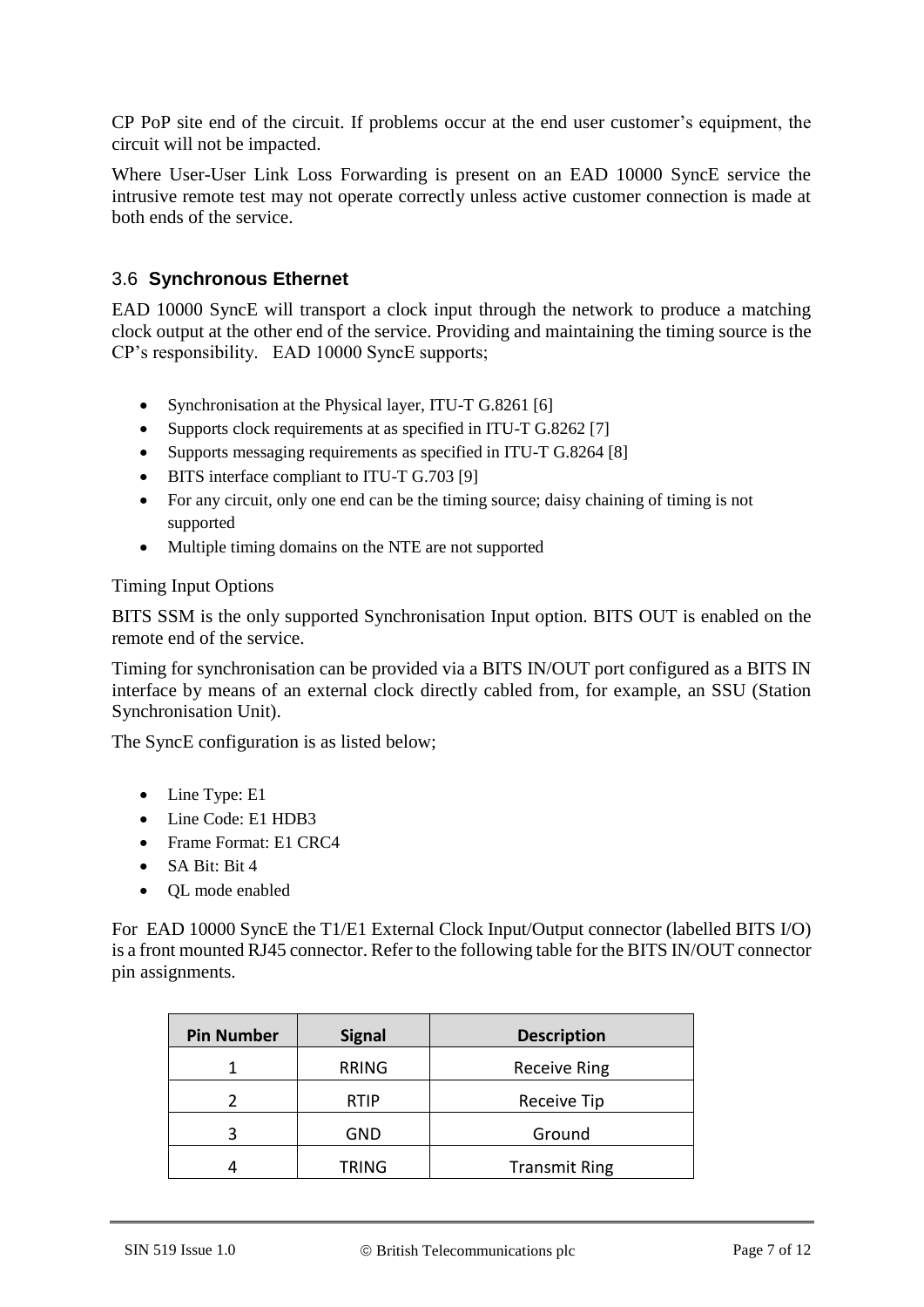CP PoP site end of the circuit. If problems occur at the end user customer's equipment, the circuit will not be impacted.

Where User-User Link Loss Forwarding is present on an EAD 10000 SyncE service the intrusive remote test may not operate correctly unless active customer connection is made at both ends of the service.

## 3.6 Synchronous Ethernet

EAD 10000 SyncE will transport a clock input through the network to produce a matching clock output at the other end of the service. Providing and maintaining the timing source is the CP's responsibility. EAD 10000 SyncE supports;

- Synchronisation at the Physical layer, ITU-T G.8261 [6]
- Supports clock requirements at as specified in ITU-T G.8262 [7]
- Supports messaging requirements as specified in ITU-T G.8264 [8]
- BITS interface compliant to ITU-T G.703 [9]
- For any circuit, only one end can be the timing source; daisy chaining of timing is not supported
- Multiple timing domains on the NTE are not supported

Timing Input Options

BITS SSM is the only supported Synchronisation Input option. BITS OUT is enabled on the remote end of the service.

Timing for synchronisation can be provided via a BITS IN/OUT port configured as a BITS IN interface by means of an external clock directly cabled from, for example, an SSU (Station Synchronisation Unit).

The SyncE configuration is as listed below;

- Line Type: E1
- Line Code: E1 HDB3
- Frame Format: E1 CRC4
- SA Bit: Bit 4
- QL mode enabled

For EAD 10000 SyncE the T1/E1 External Clock Input/Output connector (labelled BITS I/O) is a front mounted RJ45 connector. Refer to the following table for the BITS IN/OUT connector pin assignments.

| Pin Number | Signal | Description |
|---|---|---|
| 1 | RRING | Receive Ring |
| 2 | RTIP | Receive Tip |
| 3 | GND | Ground |
| 4 | TRING | Transmit Ring |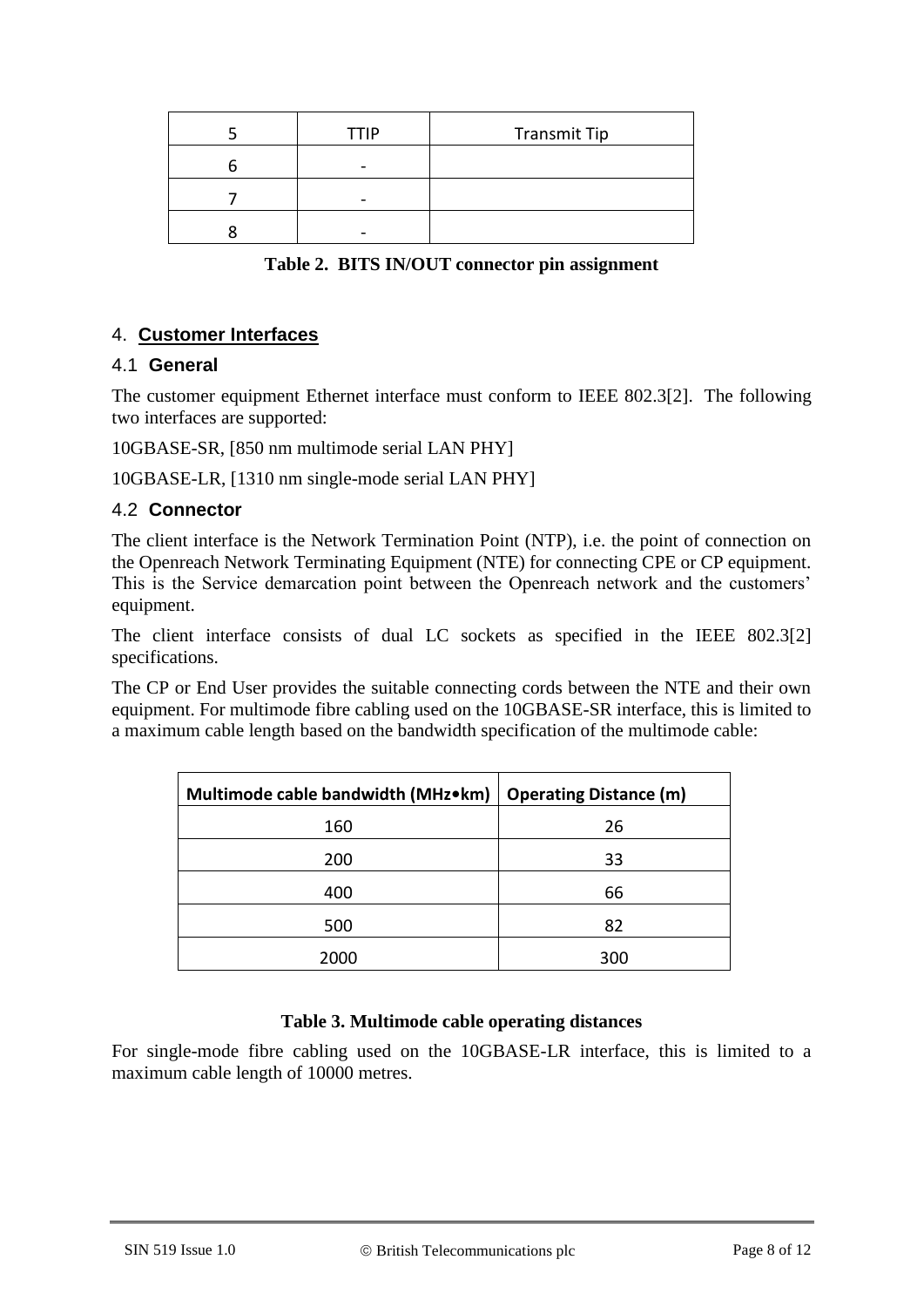| 5 | TTIP | Transmit Tip |
| --- | --- | --- |
| 6 | - | |
| 7 | - | |
| 8 | - | |

**Table 2. BITS IN/OUT connector pin assignment**

## 4. Customer Interfaces

### 4.1 General

The customer equipment Ethernet interface must conform to IEEE 802.3[2]. The following two interfaces are supported:

10GBASE-SR, [850 nm multimode serial LAN PHY]

10GBASE-LR, [1310 nm single-mode serial LAN PHY]

### 4.2 Connector

The client interface is the Network Termination Point (NTP), i.e. the point of connection on the Openreach Network Terminating Equipment (NTE) for connecting CPE or CP equipment. This is the Service demarcation point between the Openreach network and the customers' equipment.

The client interface consists of dual LC sockets as specified in the IEEE 802.3[2] specifications.

The CP or End User provides the suitable connecting cords between the NTE and their own equipment. For multimode fibre cabling used on the 10GBASE-SR interface, this is limited to a maximum cable length based on the bandwidth specification of the multimode cable:

| Multimode cable bandwidth (MHz•km) | Operating Distance (m) |
| --- | --- |
| 160 | 26 |
| 200 | 33 |
| 400 | 66 |
| 500 | 82 |
| 2000 | 300 |

**Table 3. Multimode cable operating distances**

For single-mode fibre cabling used on the 10GBASE-LR interface, this is limited to a maximum cable length of 10000 metres.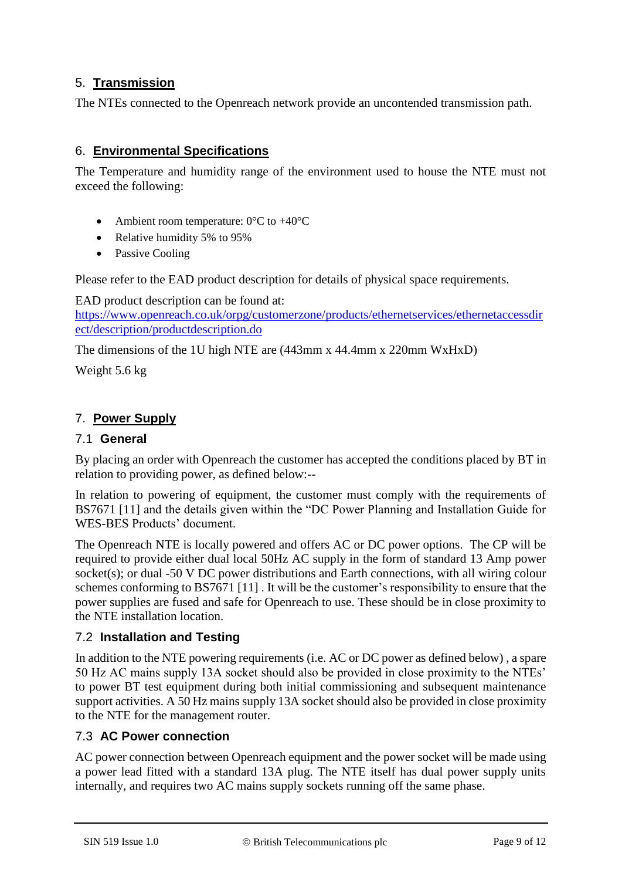## 5. Transmission

The NTEs connected to the Openreach network provide an uncontended transmission path.

## 6. Environmental Specifications

The Temperature and humidity range of the environment used to house the NTE must not exceed the following:

- Ambient room temperature: 0°C to +40°C
- Relative humidity 5% to 95%
- Passive Cooling

Please refer to the EAD product description for details of physical space requirements.

EAD product description can be found at:
[https://www.openreach.co.uk/orpg/customerzone/products/ethernetservices/ethernetaccessdirect/description/productdescription.do](https://www.openreach.co.uk/orpg/customerzone/products/ethernetservices/ethernetaccessdirect/description/productdescription.do)

The dimensions of the 1U high NTE are (443mm x 44.4mm x 220mm WxHxD)

Weight 5.6 kg

## 7. Power Supply

### 7.1 General

By placing an order with Openreach the customer has accepted the conditions placed by BT in relation to providing power, as defined below:--

In relation to powering of equipment, the customer must comply with the requirements of BS7671 [11] and the details given within the "DC Power Planning and Installation Guide for WES-BES Products' document.

The Openreach NTE is locally powered and offers AC or DC power options. The CP will be required to provide either dual local 50Hz AC supply in the form of standard 13 Amp power socket(s); or dual -50 V DC power distributions and Earth connections, with all wiring colour schemes conforming to BS7671 [11] . It will be the customer's responsibility to ensure that the power supplies are fused and safe for Openreach to use. These should be in close proximity to the NTE installation location.

### 7.2 Installation and Testing

In addition to the NTE powering requirements (i.e. AC or DC power as defined below) , a spare 50 Hz AC mains supply 13A socket should also be provided in close proximity to the NTEs' to power BT test equipment during both initial commissioning and subsequent maintenance support activities. A 50 Hz mains supply 13A socket should also be provided in close proximity to the NTE for the management router.

### 7.3 AC Power connection

AC power connection between Openreach equipment and the power socket will be made using a power lead fitted with a standard 13A plug. The NTE itself has dual power supply units internally, and requires two AC mains supply sockets running off the same phase.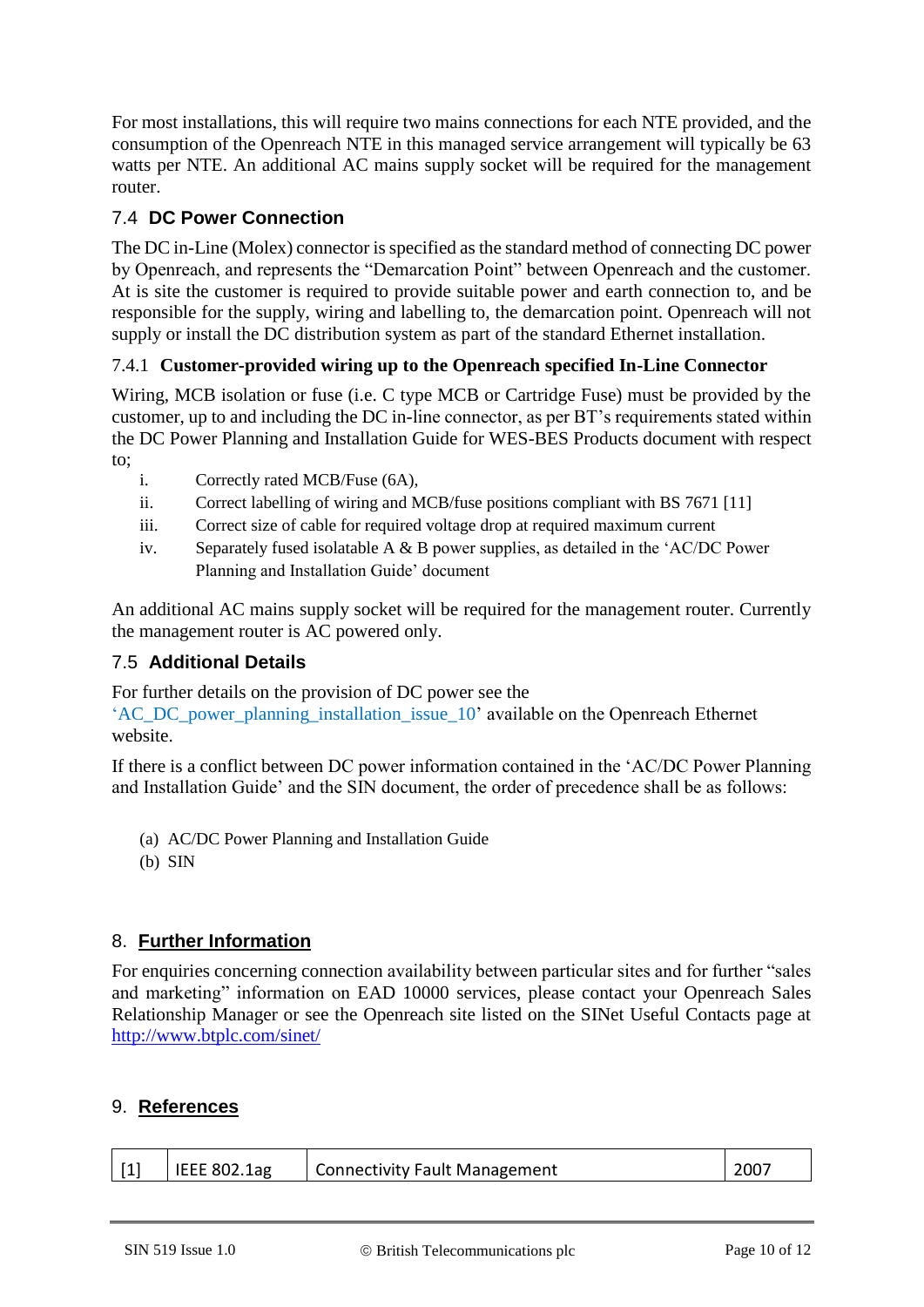For most installations, this will require two mains connections for each NTE provided, and the consumption of the Openreach NTE in this managed service arrangement will typically be 63 watts per NTE. An additional AC mains supply socket will be required for the management router.

## 7.4 DC Power Connection

The DC in-Line (Molex) connector is specified as the standard method of connecting DC power by Openreach, and represents the "Demarcation Point" between Openreach and the customer. At is site the customer is required to provide suitable power and earth connection to, and be responsible for the supply, wiring and labelling to, the demarcation point. Openreach will not supply or install the DC distribution system as part of the standard Ethernet installation.

### 7.4.1 Customer-provided wiring up to the Openreach specified In-Line Connector

Wiring, MCB isolation or fuse (i.e. C type MCB or Cartridge Fuse) must be provided by the customer, up to and including the DC in-line connector, as per BT's requirements stated within the DC Power Planning and Installation Guide for WES-BES Products document with respect to;

i. Correctly rated MCB/Fuse (6A),
ii. Correct labelling of wiring and MCB/fuse positions compliant with BS 7671 [11]
iii. Correct size of cable for required voltage drop at required maximum current
iv. Separately fused isolatable A & B power supplies, as detailed in the 'AC/DC Power Planning and Installation Guide' document

An additional AC mains supply socket will be required for the management router. Currently the management router is AC powered only.

## 7.5 Additional Details

For further details on the provision of DC power see the 'AC_DC_power_planning_installation_issue_10' available on the Openreach Ethernet website.

If there is a conflict between DC power information contained in the 'AC/DC Power Planning and Installation Guide' and the SIN document, the order of precedence shall be as follows:

(a) AC/DC Power Planning and Installation Guide
(b) SIN

# 8. Further Information

For enquiries concerning connection availability between particular sites and for further "sales and marketing" information on EAD 10000 services, please contact your Openreach Sales Relationship Manager or see the Openreach site listed on the SINet Useful Contacts page at http://www.btplc.com/sinet/

# 9. References

| | | | |
|---|---|---|---|
| [1] | IEEE 802.1ag | Connectivity Fault Management | 2007 |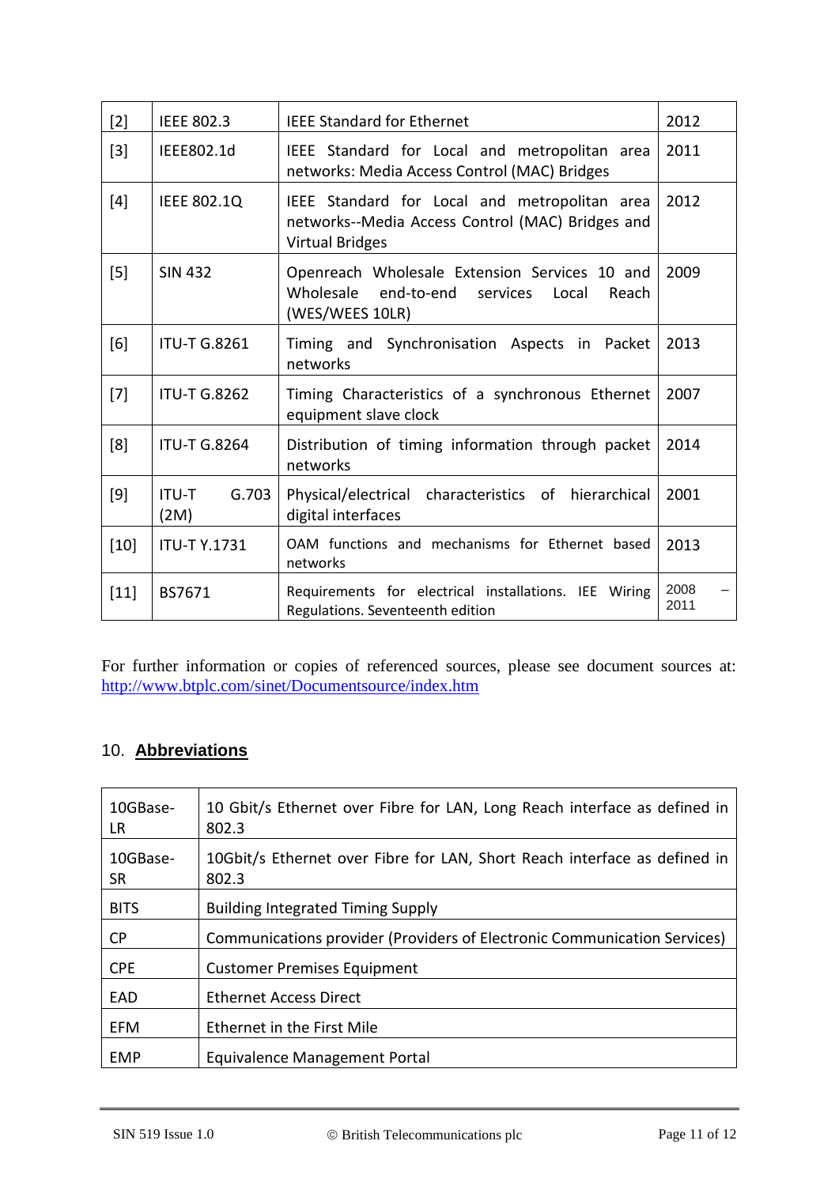| [2] | IEEE 802.3 | IEEE Standard for Ethernet | 2012 |
|---|---|---|---|
| [3] | IEEE802.1d | IEEE Standard for Local and metropolitan area networks: Media Access Control (MAC) Bridges | 2011 |
| [4] | IEEE 802.1Q | IEEE Standard for Local and metropolitan area networks--Media Access Control (MAC) Bridges and Virtual Bridges | 2012 |
| [5] | SIN 432 | Openreach Wholesale Extension Services 10 and Wholesale end-to-end services Local Reach (WES/WEES 10LR) | 2009 |
| [6] | ITU-T G.8261 | Timing and Synchronisation Aspects in Packet networks | 2013 |
| [7] | ITU-T G.8262 | Timing Characteristics of a synchronous Ethernet equipment slave clock | 2007 |
| [8] | ITU-T G.8264 | Distribution of timing information through packet networks | 2014 |
| [9] | ITU-T G.703 (2M) | Physical/electrical characteristics of hierarchical digital interfaces | 2001 |
| [10] | ITU-T Y.1731 | OAM functions and mechanisms for Ethernet based networks | 2013 |
| [11] | BS7671 | Requirements for electrical installations. IEE Wiring Regulations. Seventeenth edition | 2008 – 2011 |

For further information or copies of referenced sources, please see document sources at: http://www.btplc.com/sinet/Documentsource/index.htm

## 10. **Abbreviations**

| 10GBase-LR | 10 Gbit/s Ethernet over Fibre for LAN, Long Reach interface as defined in 802.3 |
|---|---|
| 10GBase-SR | 10Gbit/s Ethernet over Fibre for LAN, Short Reach interface as defined in 802.3 |
| BITS | Building Integrated Timing Supply |
| CP | Communications provider (Providers of Electronic Communication Services) |
| CPE | Customer Premises Equipment |
| EAD | Ethernet Access Direct |
| EFM | Ethernet in the First Mile |
| EMP | Equivalence Management Portal |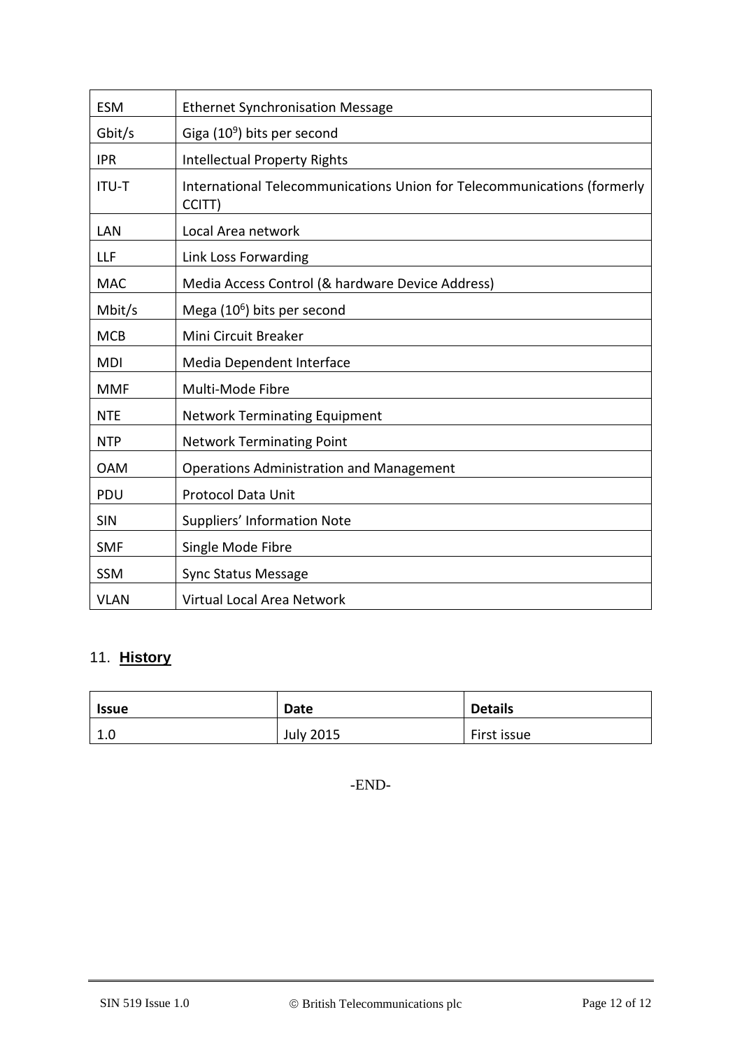| | |
|---|---|
| ESM | Ethernet Synchronisation Message |
| Gbit/s | Giga ($10^9$) bits per second |
| IPR | Intellectual Property Rights |
| ITU-T | International Telecommunications Union for Telecommunications (formerly CCITT) |
| LAN | Local Area network |
| LLF | Link Loss Forwarding |
| MAC | Media Access Control (& hardware Device Address) |
| Mbit/s | Mega ($10^6$) bits per second |
| MCB | Mini Circuit Breaker |
| MDI | Media Dependent Interface |
| MMF | Multi-Mode Fibre |
| NTE | Network Terminating Equipment |
| NTP | Network Terminating Point |
| OAM | Operations Administration and Management |
| PDU | Protocol Data Unit |
| SIN | Suppliers' Information Note |
| SMF | Single Mode Fibre |
| SSM | Sync Status Message |
| VLAN | Virtual Local Area Network |

## 11. History

| Issue | Date | Details |
|---|---|---|
| 1.0 | July 2015 | First issue |

-END-